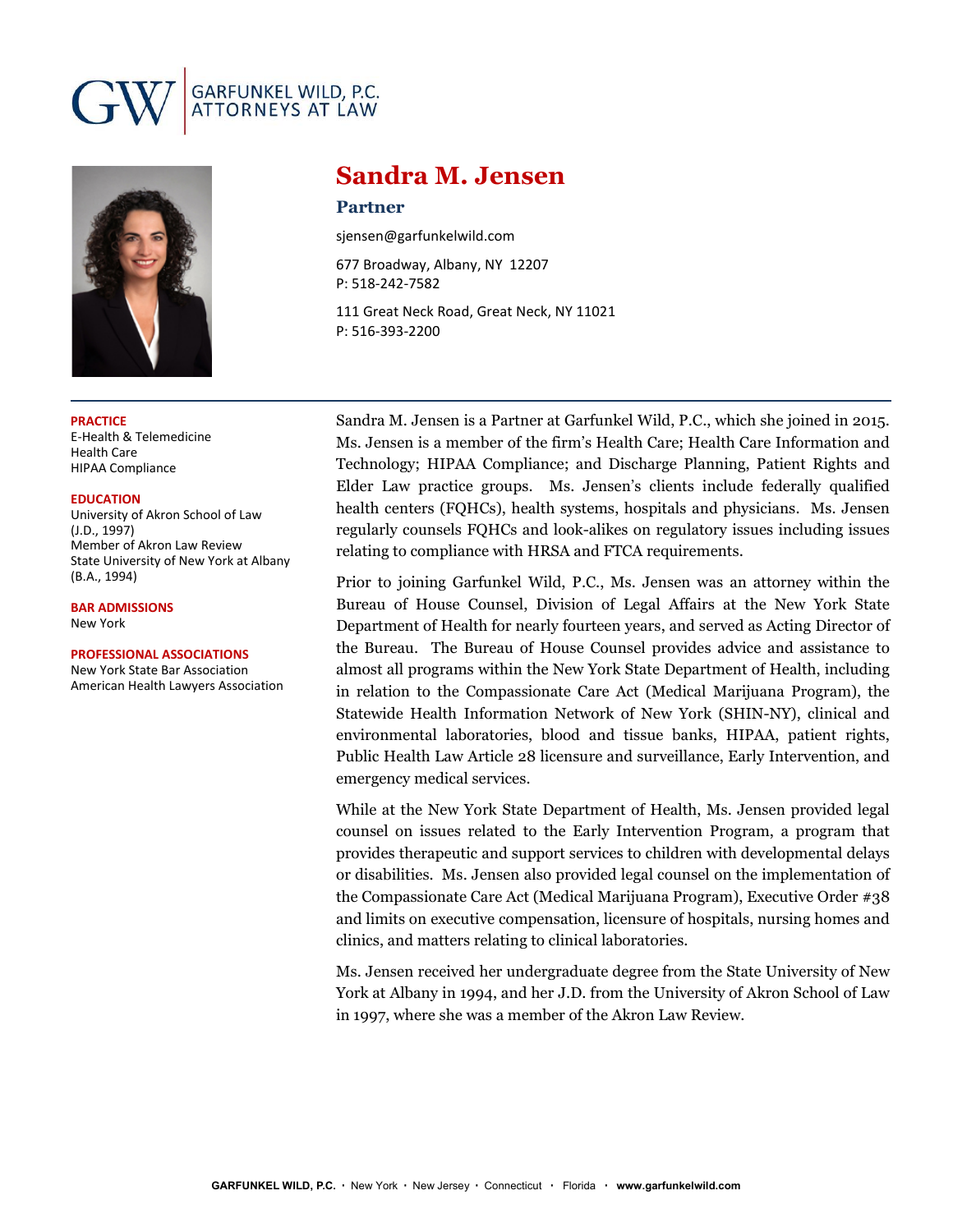GARFUNKEL WILD, P.C.
ATTORNEYS AT LAW

# Sandra M. Jensen

## Partner

sjensen@garfunkelwild.com

677 Broadway, Albany, NY 12207
P: 518-242-7582

111 Great Neck Road, Great Neck, NY 11021
P: 516-393-2200

**PRACTICE**
E-Health & Telemedicine
Health Care
HIPAA Compliance

**EDUCATION**
University of Akron School of Law (J.D., 1997)
Member of Akron Law Review
State University of New York at Albany (B.A., 1994)

**BAR ADMISSIONS**
New York

**PROFESSIONAL ASSOCIATIONS**
New York State Bar Association
American Health Lawyers Association

Sandra M. Jensen is a Partner at Garfunkel Wild, P.C., which she joined in 2015. Ms. Jensen is a member of the firm's Health Care; Health Care Information and Technology; HIPAA Compliance; and Discharge Planning, Patient Rights and Elder Law practice groups. Ms. Jensen's clients include federally qualified health centers (FQHCs), health systems, hospitals and physicians. Ms. Jensen regularly counsels FQHCs and look-alikes on regulatory issues including issues relating to compliance with HRSA and FTCA requirements.

Prior to joining Garfunkel Wild, P.C., Ms. Jensen was an attorney within the Bureau of House Counsel, Division of Legal Affairs at the New York State Department of Health for nearly fourteen years, and served as Acting Director of the Bureau. The Bureau of House Counsel provides advice and assistance to almost all programs within the New York State Department of Health, including in relation to the Compassionate Care Act (Medical Marijuana Program), the Statewide Health Information Network of New York (SHIN-NY), clinical and environmental laboratories, blood and tissue banks, HIPAA, patient rights, Public Health Law Article 28 licensure and surveillance, Early Intervention, and emergency medical services.

While at the New York State Department of Health, Ms. Jensen provided legal counsel on issues related to the Early Intervention Program, a program that provides therapeutic and support services to children with developmental delays or disabilities. Ms. Jensen also provided legal counsel on the implementation of the Compassionate Care Act (Medical Marijuana Program), Executive Order #38 and limits on executive compensation, licensure of hospitals, nursing homes and clinics, and matters relating to clinical laboratories.

Ms. Jensen received her undergraduate degree from the State University of New York at Albany in 1994, and her J.D. from the University of Akron School of Law in 1997, where she was a member of the Akron Law Review.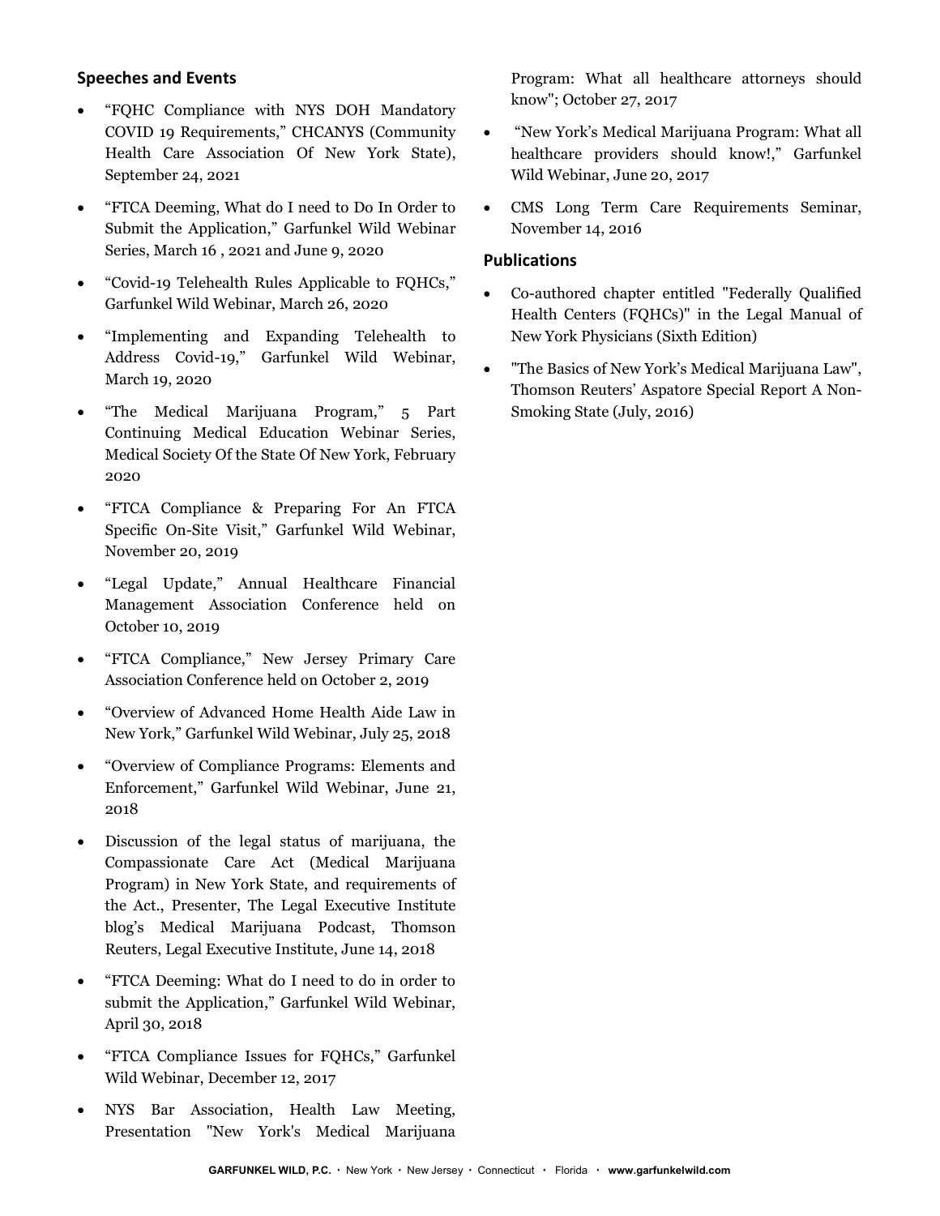## Speeches and Events

- "FQHC Compliance with NYS DOH Mandatory COVID 19 Requirements," CHCANYS (Community Health Care Association Of New York State), September 24, 2021
- "FTCA Deeming, What do I need to Do In Order to Submit the Application," Garfunkel Wild Webinar Series, March 16 , 2021 and June 9, 2020
- "Covid-19 Telehealth Rules Applicable to FQHCs," Garfunkel Wild Webinar, March 26, 2020
- "Implementing and Expanding Telehealth to Address Covid-19," Garfunkel Wild Webinar, March 19, 2020
- "The Medical Marijuana Program," 5 Part Continuing Medical Education Webinar Series, Medical Society Of the State Of New York, February 2020
- "FTCA Compliance & Preparing For An FTCA Specific On-Site Visit," Garfunkel Wild Webinar, November 20, 2019
- "Legal Update," Annual Healthcare Financial Management Association Conference held on October 10, 2019
- "FTCA Compliance," New Jersey Primary Care Association Conference held on October 2, 2019
- "Overview of Advanced Home Health Aide Law in New York," Garfunkel Wild Webinar, July 25, 2018
- "Overview of Compliance Programs: Elements and Enforcement," Garfunkel Wild Webinar, June 21, 2018
- Discussion of the legal status of marijuana, the Compassionate Care Act (Medical Marijuana Program) in New York State, and requirements of the Act., Presenter, The Legal Executive Institute blog's Medical Marijuana Podcast, Thomson Reuters, Legal Executive Institute, June 14, 2018
- "FTCA Deeming: What do I need to do in order to submit the Application," Garfunkel Wild Webinar, April 30, 2018
- "FTCA Compliance Issues for FQHCs," Garfunkel Wild Webinar, December 12, 2017
- NYS Bar Association, Health Law Meeting, Presentation "New York's Medical Marijuana Program: What all healthcare attorneys should know"; October 27, 2017
- "New York's Medical Marijuana Program: What all healthcare providers should know!," Garfunkel Wild Webinar, June 20, 2017
- CMS Long Term Care Requirements Seminar, November 14, 2016

## Publications

- Co-authored chapter entitled "Federally Qualified Health Centers (FQHCs)" in the Legal Manual of New York Physicians (Sixth Edition)
- "The Basics of New York's Medical Marijuana Law", Thomson Reuters' Aspatore Special Report A Non-Smoking State (July, 2016)